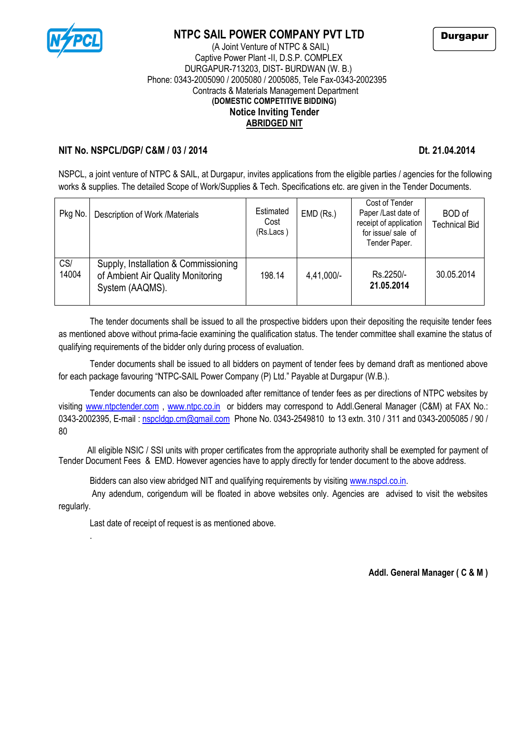# NTPC SAIL POWER COMPANY PVT LTD

**Durgapur**

(A Joint Venture of NTPC & SAIL)
Captive Power Plant -II, D.S.P. COMPLEX
DURGAPUR-713203, DIST- BURDWAN (W. B.)
Phone: 0343-2005090 / 2005080 / 2005085, Tele Fax-0343-2002395
Contracts & Materials Management Department

**(DOMESTIC COMPETITIVE BIDDING)**

**Notice Inviting Tender**

**ABRIDGED NIT**

**NIT No. NSPCL/DGP/ C&M / 03 / 2014** **Dt. 21.04.2014**

NSPCL, a joint venture of NTPC & SAIL, at Durgapur, invites applications from the eligible parties / agencies for the following works & supplies. The detailed Scope of Work/Supplies & Tech. Specifications etc. are given in the Tender Documents.

| Pkg No. | Description of Work /Materials | Estimated Cost (Rs.Lacs ) | EMD (Rs.) | Cost of Tender Paper /Last date of receipt of application for issue/ sale of Tender Paper. | BOD of Technical Bid |
|---|---|---|---|---|---|
| CS/ 14004 | Supply, Installation & Commissioning of Ambient Air Quality Monitoring System (AAQMS). | 198.14 | 4,41,000/- | Rs.2250/- **21.05.2014** | 30.05.2014 |

The tender documents shall be issued to all the prospective bidders upon their depositing the requisite tender fees as mentioned above without prima-facie examining the qualification status. The tender committee shall examine the status of qualifying requirements of the bidder only during process of evaluation.

Tender documents shall be issued to all bidders on payment of tender fees by demand draft as mentioned above for each package favouring "NTPC-SAIL Power Company (P) Ltd." Payable at Durgapur (W.B.).

Tender documents can also be downloaded after remittance of tender fees as per directions of NTPC websites by visiting www.ntpctender.com , www.ntpc.co.in or bidders may correspond to Addl.General Manager (C&M) at FAX No.: 0343-2002395, E-mail : nspcldgp.cm@gmail.com Phone No. 0343-2549810 to 13 extn. 310 / 311 and 0343-2005085 / 90 / 80

All eligible NSIC / SSI units with proper certificates from the appropriate authority shall be exempted for payment of Tender Document Fees & EMD. However agencies have to apply directly for tender document to the above address.

Bidders can also view abridged NIT and qualifying requirements by visiting www.nspcl.co.in.

Any adendum, corigendum will be floated in above websites only. Agencies are advised to visit the websites regularly.

Last date of receipt of request is as mentioned above.

**Addl. General Manager ( C & M )**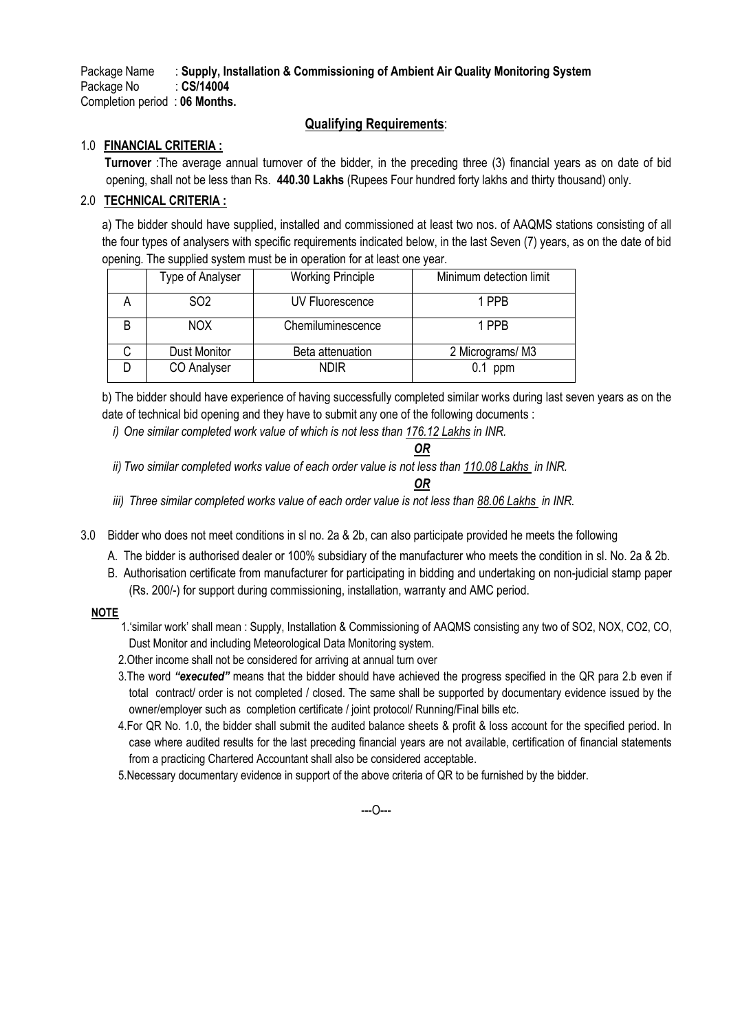Package Name : **Supply, Installation & Commissioning of Ambient Air Quality Monitoring System**
Package No : **CS/14004**
Completion period : **06 Months.**

## Qualifying Requirements:

### 1.0 FINANCIAL CRITERIA :

**Turnover** :The average annual turnover of the bidder, in the preceding three (3) financial years as on date of bid opening, shall not be less than Rs. **440.30 Lakhs** (Rupees Four hundred forty lakhs and thirty thousand) only.

### 2.0 TECHNICAL CRITERIA :

a) The bidder should have supplied, installed and commissioned at least two nos. of AAQMS stations consisting of all the four types of analysers with specific requirements indicated below, in the last Seven (7) years, as on the date of bid opening. The supplied system must be in operation for at least one year.

| | Type of Analyser | Working Principle | Minimum detection limit |
|---|---|---|---|
| A | $SO_2$ | UV Fluorescence | 1 PPB |
| B | NOX | Chemiluminescence | 1 PPB |
| C | Dust Monitor | Beta attenuation | 2 Micrograms/ M3 |
| D | CO Analyser | NDIR | 0.1 ppm |

b) The bidder should have experience of having successfully completed similar works during last seven years as on the date of technical bid opening and they have to submit any one of the following documents :

*i) One similar completed work value of which is not less than 176.12 Lakhs in INR.*

***OR***

*ii) Two similar completed works value of each order value is not less than 110.08 Lakhs in INR.*

***OR***

*iii) Three similar completed works value of each order value is not less than 88.06 Lakhs in INR.*

3.0 Bidder who does not meet conditions in sl no. 2a & 2b, can also participate provided he meets the following

A. The bidder is authorised dealer or 100% subsidiary of the manufacturer who meets the condition in sl. No. 2a & 2b.

B. Authorisation certificate from manufacturer for participating in bidding and undertaking on non-judicial stamp paper (Rs. 200/-) for support during commissioning, installation, warranty and AMC period.

**NOTE**

1. 'similar work' shall mean : Supply, Installation & Commissioning of AAQMS consisting any two of $SO_2$, NOX, $CO_2$, CO, Dust Monitor and including Meteorological Data Monitoring system.
2. Other income shall not be considered for arriving at annual turn over
3. The word ***"executed"*** means that the bidder should have achieved the progress specified in the QR para 2.b even if total contract/ order is not completed / closed. The same shall be supported by documentary evidence issued by the owner/employer such as completion certificate / joint protocol/ Running/Final bills etc.
4. For QR No. 1.0, the bidder shall submit the audited balance sheets & profit & loss account for the specified period. In case where audited results for the last preceding financial years are not available, certification of financial statements from a practicing Chartered Accountant shall also be considered acceptable.
5. Necessary documentary evidence in support of the above criteria of QR to be furnished by the bidder.

---O---